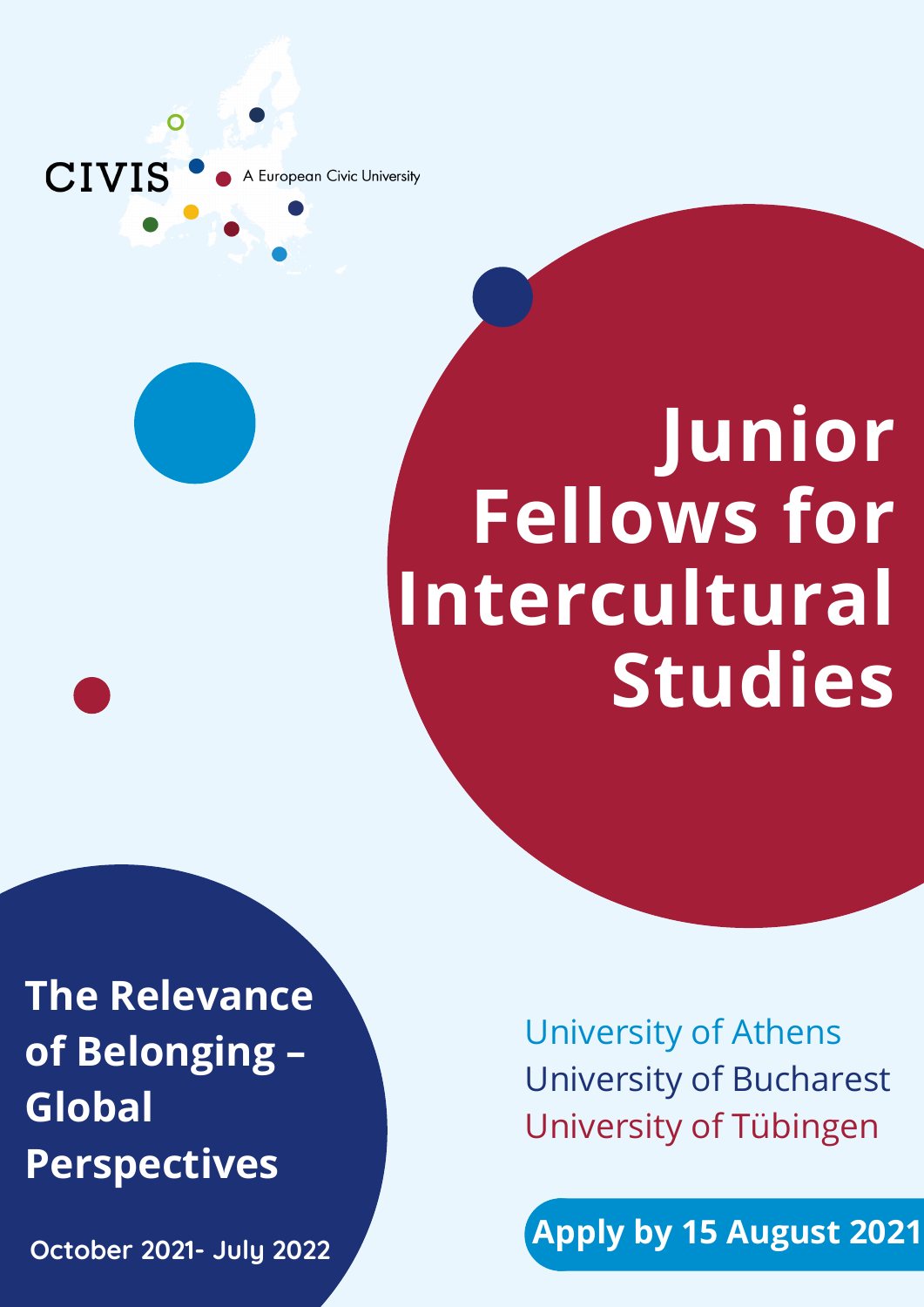CIVIS A European Civic University

# Junior Fellows for Intercultural Studies

## The Relevance of Belonging – Global Perspectives

October 2021- July 2022

University of Athens
University of Bucharest
University of Tübingen

**Apply by 15 August 2021**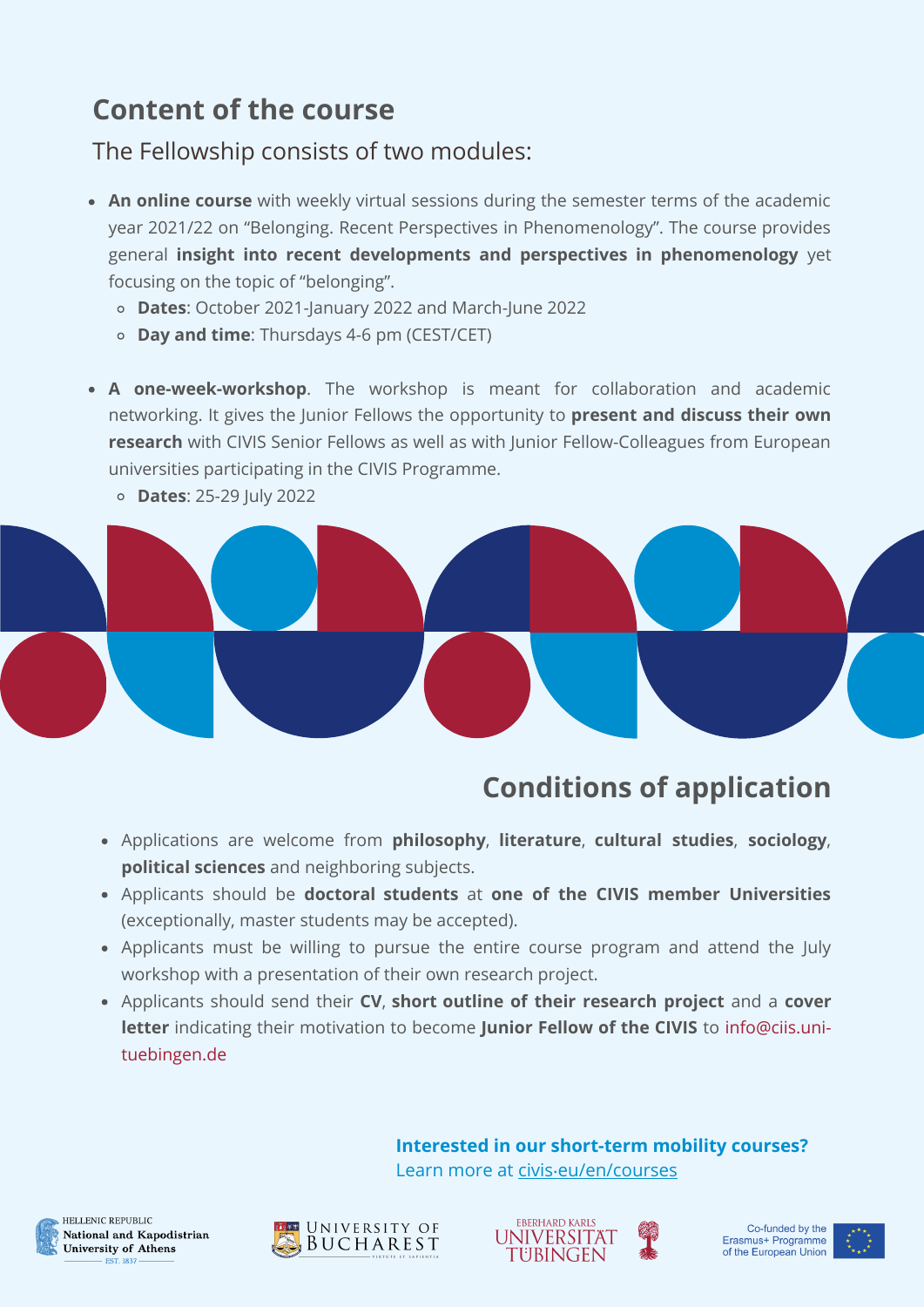## Content of the course

The Fellowship consists of two modules:

- **An online course** with weekly virtual sessions during the semester terms of the academic year 2021/22 on "Belonging. Recent Perspectives in Phenomenology". The course provides general **insight into recent developments and perspectives in phenomenology** yet focusing on the topic of "belonging".
  - **Dates**: October 2021-January 2022 and March-June 2022
  - **Day and time**: Thursdays 4-6 pm (CEST/CET)
- **A one-week-workshop**. The workshop is meant for collaboration and academic networking. It gives the Junior Fellows the opportunity to **present and discuss their own research** with CIVIS Senior Fellows as well as with Junior Fellow-Colleagues from European universities participating in the CIVIS Programme.
  - **Dates**: 25-29 July 2022

## Conditions of application

- Applications are welcome from **philosophy**, **literature**, **cultural studies**, **sociology**, **political sciences** and neighboring subjects.
- Applicants should be **doctoral students** at **one of the CIVIS member Universities** (exceptionally, master students may be accepted).
- Applicants must be willing to pursue the entire course program and attend the July workshop with a presentation of their own research project.
- Applicants should send their **CV**, **short outline of their research project** and a **cover letter** indicating their motivation to become **Junior Fellow of the CIVIS** to info@ciis.uni-tuebingen.de

**Interested in our short-term mobility courses?**
Learn more at civis.eu/en/courses

HELLENIC REPUBLIC
National and Kapodistrian University of Athens
EST. 1837

University of Bucharest

Eberhard Karls Universität Tübingen

Co-funded by the Erasmus+ Programme of the European Union